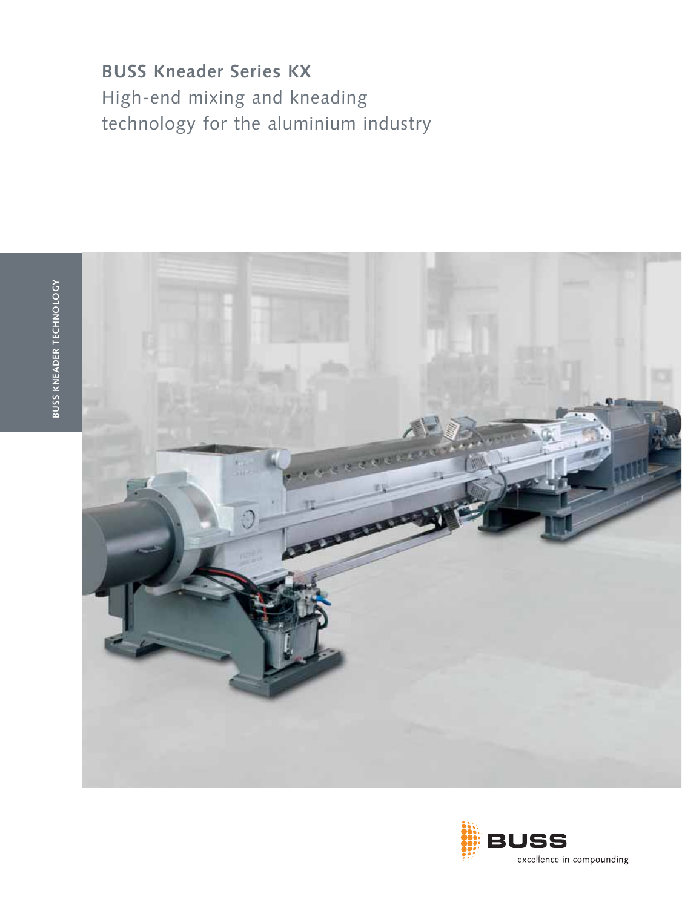# BUSS Kneader Series KX

High-end mixing and kneading technology for the aluminium industry

BUSS KNEADER TECHNOLOGY

BUSS

excellence in compounding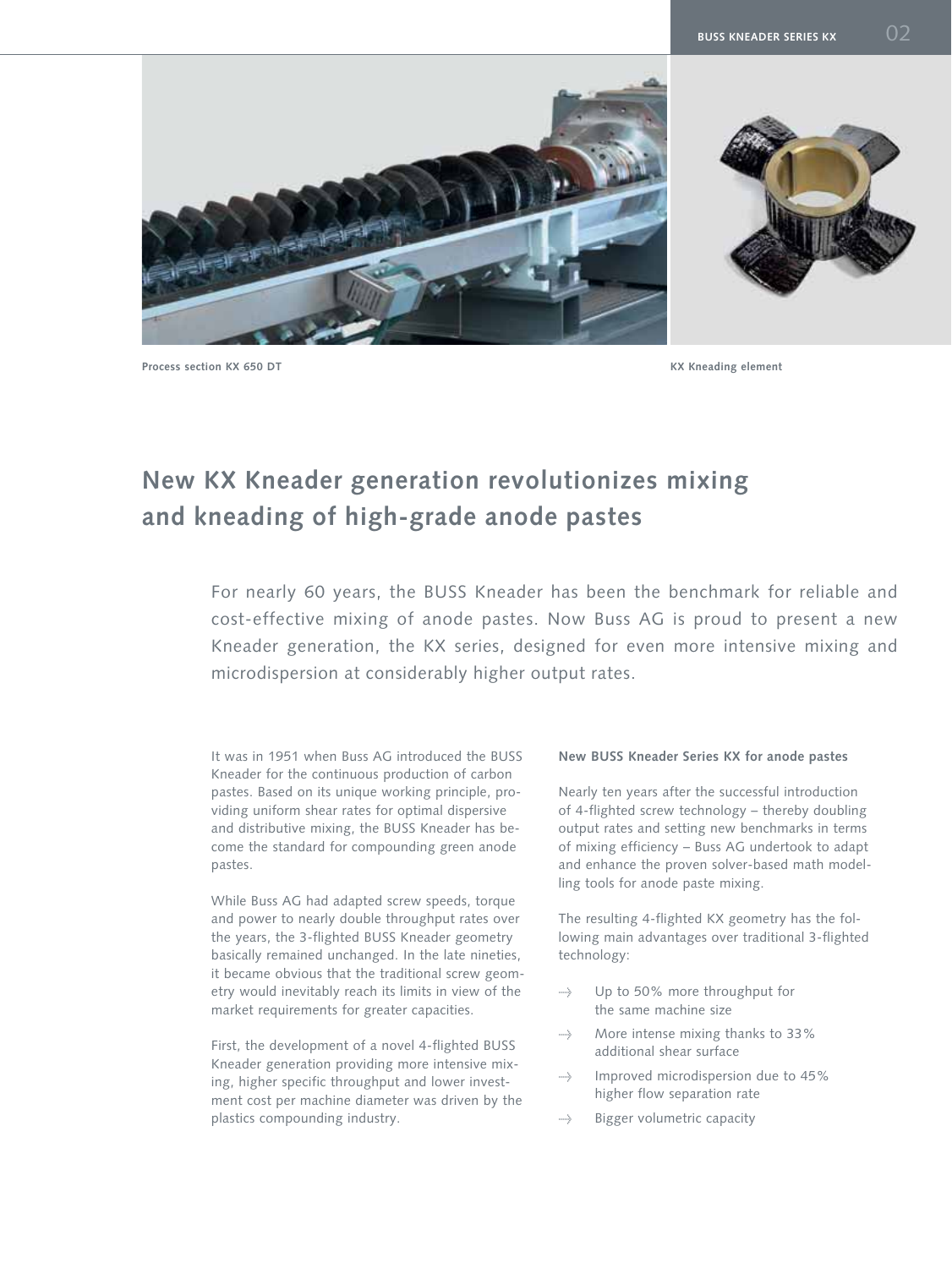Process section KX 650 DT

KX Kneading element

# New KX Kneader generation revolutionizes mixing and kneading of high-grade anode pastes

For nearly 60 years, the BUSS Kneader has been the benchmark for reliable and cost-effective mixing of anode pastes. Now Buss AG is proud to present a new Kneader generation, the KX series, designed for even more intensive mixing and microdispersion at considerably higher output rates.

It was in 1951 when Buss AG introduced the BUSS Kneader for the continuous production of carbon pastes. Based on its unique working principle, providing uniform shear rates for optimal dispersive and distributive mixing, the BUSS Kneader has become the standard for compounding green anode pastes.

While Buss AG had adapted screw speeds, torque and power to nearly double throughput rates over the years, the 3-flighted BUSS Kneader geometry basically remained unchanged. In the late nineties, it became obvious that the traditional screw geometry would inevitably reach its limits in view of the market requirements for greater capacities.

First, the development of a novel 4-flighted BUSS Kneader generation providing more intensive mixing, higher specific throughput and lower investment cost per machine diameter was driven by the plastics compounding industry.

**New BUSS Kneader Series KX for anode pastes**

Nearly ten years after the successful introduction of 4-flighted screw technology – thereby doubling output rates and setting new benchmarks in terms of mixing efficiency – Buss AG undertook to adapt and enhance the proven solver-based math modelling tools for anode paste mixing.

The resulting 4-flighted KX geometry has the following main advantages over traditional 3-flighted technology:

- Up to 50% more throughput for the same machine size
- More intense mixing thanks to 33% additional shear surface
- Improved microdispersion due to 45% higher flow separation rate
- Bigger volumetric capacity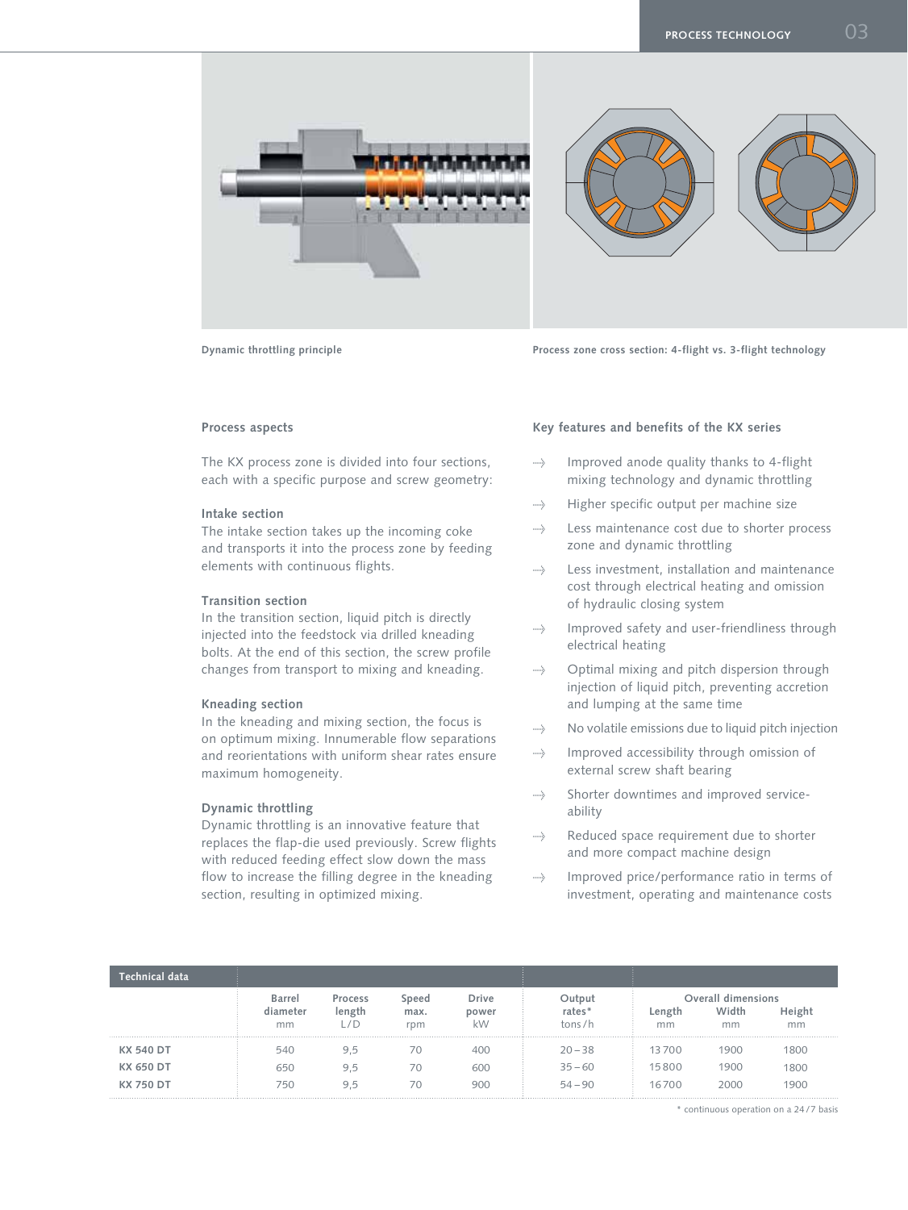Dynamic throttling principle

Process zone cross section: 4-flight vs. 3-flight technology

## Process aspects

The KX process zone is divided into four sections, each with a specific purpose and screw geometry:

### Intake section

The intake section takes up the incoming coke and transports it into the process zone by feeding elements with continuous flights.

### Transition section

In the transition section, liquid pitch is directly injected into the feedstock via drilled kneading bolts. At the end of this section, the screw profile changes from transport to mixing and kneading.

### Kneading section

In the kneading and mixing section, the focus is on optimum mixing. Innumerable flow separations and reorientations with uniform shear rates ensure maximum homogeneity.

### Dynamic throttling

Dynamic throttling is an innovative feature that replaces the flap-die used previously. Screw flights with reduced feeding effect slow down the mass flow to increase the filling degree in the kneading section, resulting in optimized mixing.

## Key features and benefits of the KX series

- Improved anode quality thanks to 4-flight mixing technology and dynamic throttling
- Higher specific output per machine size
- Less maintenance cost due to shorter process zone and dynamic throttling
- Less investment, installation and maintenance cost through electrical heating and omission of hydraulic closing system
- Improved safety and user-friendliness through electrical heating
- Optimal mixing and pitch dispersion through injection of liquid pitch, preventing accretion and lumping at the same time
- No volatile emissions due to liquid pitch injection
- Improved accessibility through omission of external screw shaft bearing
- Shorter downtimes and improved service-ability
- Reduced space requirement due to shorter and more compact machine design
- Improved price/performance ratio in terms of investment, operating and maintenance costs

| Technical data | Barrel diameter mm | Process length L/D | Speed max. rpm | Drive power kW | Output rates* tons/h | Overall dimensions Length mm | Overall dimensions Width mm | Overall dimensions Height mm |
|---|---|---|---|---|---|---|---|---|
| **KX 540 DT** | 540 | 9,5 | 70 | 400 | 20 – 38 | 13 700 | 1900 | 1800 |
| **KX 650 DT** | 650 | 9,5 | 70 | 600 | 35 – 60 | 15 800 | 1900 | 1800 |
| **KX 750 DT** | 750 | 9,5 | 70 | 900 | 54 – 90 | 16 700 | 2000 | 1900 |

* continuous operation on a 24/7 basis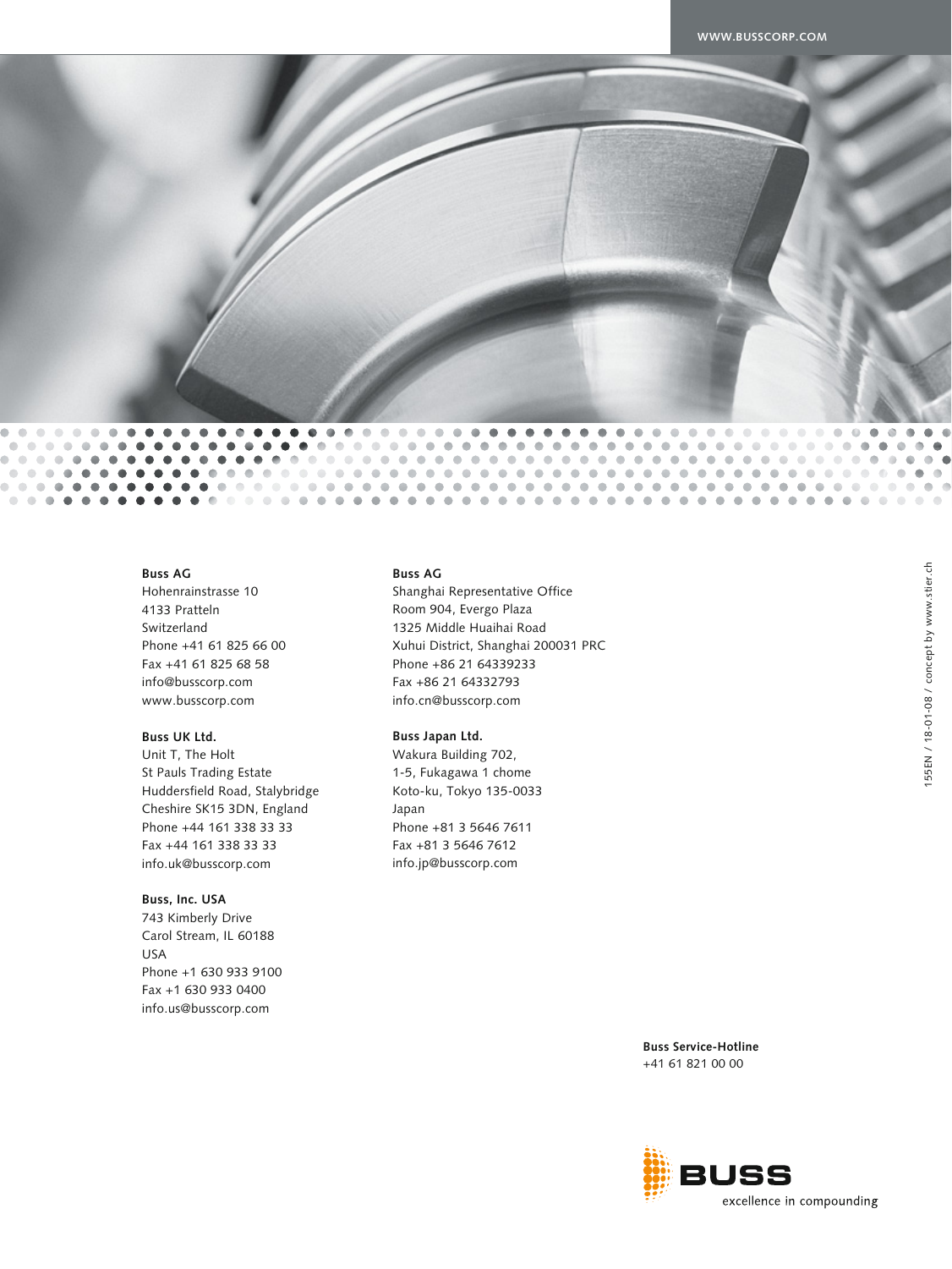WWW.BUSSCORP.COM

**Buss AG**
Hohenrainstrasse 10
4133 Pratteln
Switzerland
Phone +41 61 825 66 00
Fax +41 61 825 68 58
info@busscorp.com
www.busscorp.com

**Buss UK Ltd.**
Unit T, The Holt
St Pauls Trading Estate
Huddersfield Road, Stalybridge
Cheshire SK15 3DN, England
Phone +44 161 338 33 33
Fax +44 161 338 33 33
info.uk@busscorp.com

**Buss, Inc. USA**
743 Kimberly Drive
Carol Stream, IL 60188
USA
Phone +1 630 933 9100
Fax +1 630 933 0400
info.us@busscorp.com

**Buss AG**
Shanghai Representative Office
Room 904, Evergo Plaza
1325 Middle Huaihai Road
Xuhui District, Shanghai 200031 PRC
Phone +86 21 64339233
Fax +86 21 64332793
info.cn@busscorp.com

**Buss Japan Ltd.**
Wakura Building 702,
1-5, Fukagawa 1 chome
Koto-ku, Tokyo 135-0033
Japan
Phone +81 3 5646 7611
Fax +81 3 5646 7612
info.jp@busscorp.com

155EN / 18-01-08 / concept by www.stier.ch

**Buss Service-Hotline**
+41 61 821 00 00

BUSS
excellence in compounding